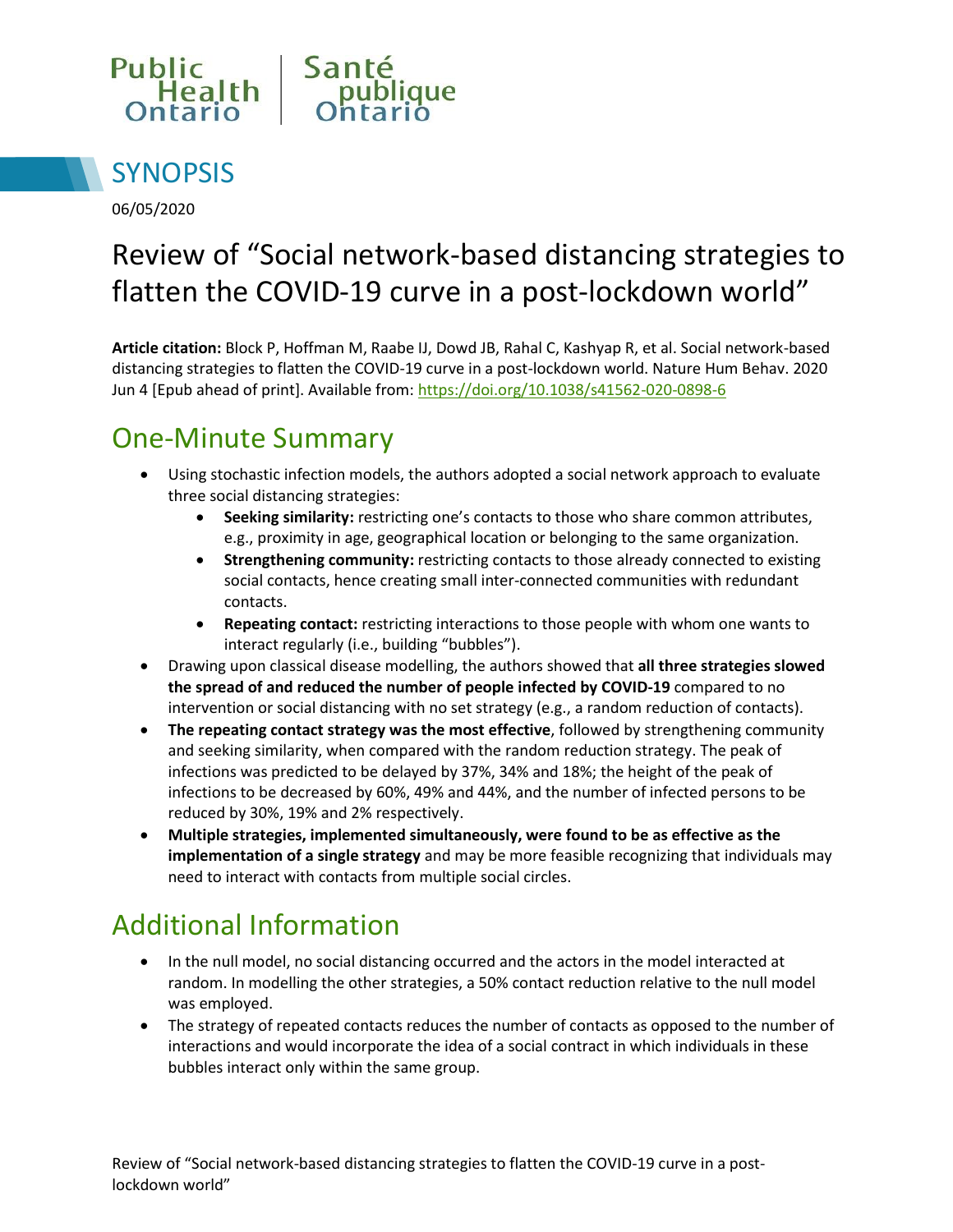Public Health Ontario | Santé publique Ontario

# SYNOPSIS

06/05/2020

# Review of "Social network-based distancing strategies to flatten the COVID-19 curve in a post-lockdown world"

**Article citation:** Block P, Hoffman M, Raabe IJ, Dowd JB, Rahal C, Kashyap R, et al. Social network-based distancing strategies to flatten the COVID-19 curve in a post-lockdown world. Nature Hum Behav. 2020 Jun 4 [Epub ahead of print]. Available from: https://doi.org/10.1038/s41562-020-0898-6

## One-Minute Summary

- Using stochastic infection models, the authors adopted a social network approach to evaluate three social distancing strategies:
  - **Seeking similarity:** restricting one's contacts to those who share common attributes, e.g., proximity in age, geographical location or belonging to the same organization.
  - **Strengthening community:** restricting contacts to those already connected to existing social contacts, hence creating small inter-connected communities with redundant contacts.
  - **Repeating contact:** restricting interactions to those people with whom one wants to interact regularly (i.e., building "bubbles").
- Drawing upon classical disease modelling, the authors showed that **all three strategies slowed the spread of and reduced the number of people infected by COVID-19** compared to no intervention or social distancing with no set strategy (e.g., a random reduction of contacts).
- **The repeating contact strategy was the most effective**, followed by strengthening community and seeking similarity, when compared with the random reduction strategy. The peak of infections was predicted to be delayed by 37%, 34% and 18%; the height of the peak of infections to be decreased by 60%, 49% and 44%, and the number of infected persons to be reduced by 30%, 19% and 2% respectively.
- **Multiple strategies, implemented simultaneously, were found to be as effective as the implementation of a single strategy** and may be more feasible recognizing that individuals may need to interact with contacts from multiple social circles.

## Additional Information

- In the null model, no social distancing occurred and the actors in the model interacted at random. In modelling the other strategies, a 50% contact reduction relative to the null model was employed.
- The strategy of repeated contacts reduces the number of contacts as opposed to the number of interactions and would incorporate the idea of a social contract in which individuals in these bubbles interact only within the same group.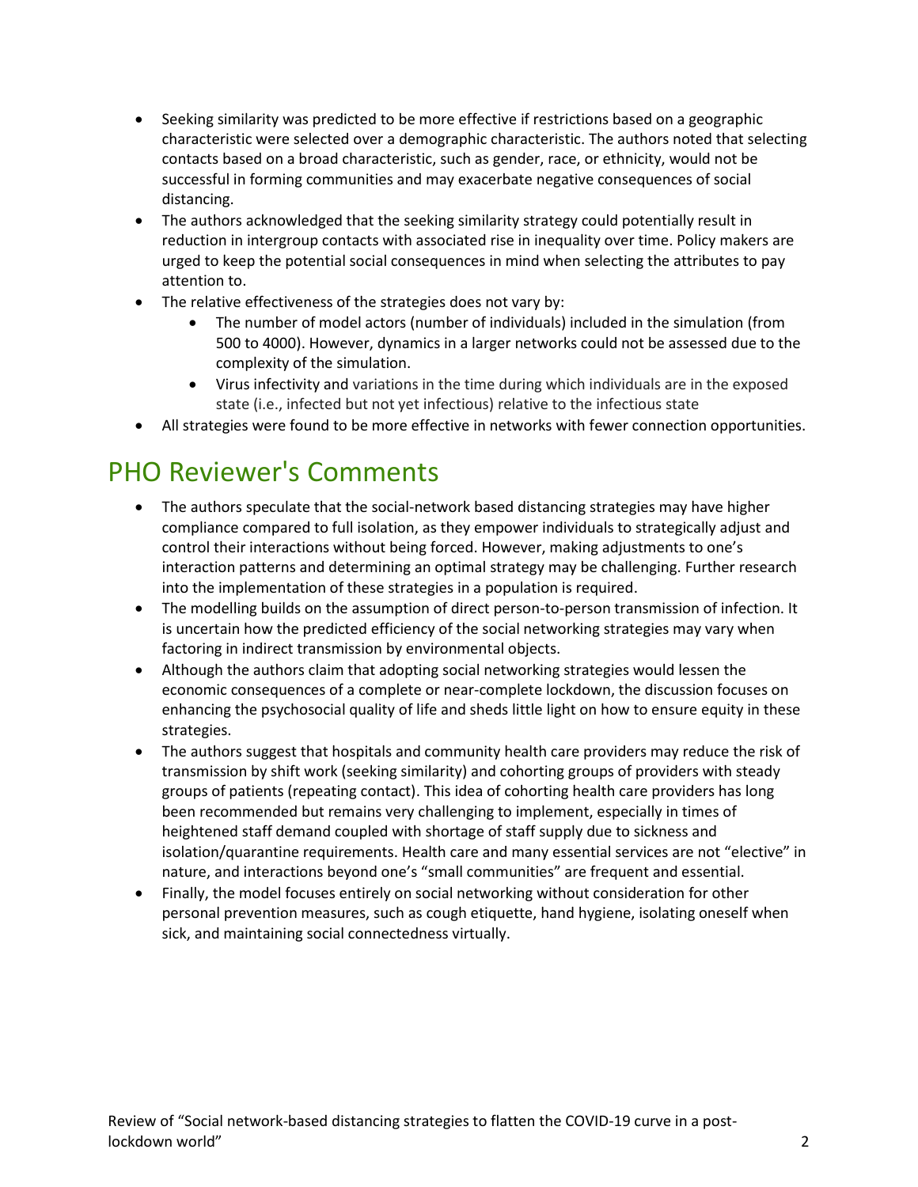- Seeking similarity was predicted to be more effective if restrictions based on a geographic characteristic were selected over a demographic characteristic. The authors noted that selecting contacts based on a broad characteristic, such as gender, race, or ethnicity, would not be successful in forming communities and may exacerbate negative consequences of social distancing.
- The authors acknowledged that the seeking similarity strategy could potentially result in reduction in intergroup contacts with associated rise in inequality over time. Policy makers are urged to keep the potential social consequences in mind when selecting the attributes to pay attention to.
- The relative effectiveness of the strategies does not vary by:
    - The number of model actors (number of individuals) included in the simulation (from 500 to 4000). However, dynamics in a larger networks could not be assessed due to the complexity of the simulation.
    - Virus infectivity and variations in the time during which individuals are in the exposed state (i.e., infected but not yet infectious) relative to the infectious state
- All strategies were found to be more effective in networks with fewer connection opportunities.

# PHO Reviewer's Comments

- The authors speculate that the social-network based distancing strategies may have higher compliance compared to full isolation, as they empower individuals to strategically adjust and control their interactions without being forced. However, making adjustments to one's interaction patterns and determining an optimal strategy may be challenging. Further research into the implementation of these strategies in a population is required.
- The modelling builds on the assumption of direct person-to-person transmission of infection. It is uncertain how the predicted efficiency of the social networking strategies may vary when factoring in indirect transmission by environmental objects.
- Although the authors claim that adopting social networking strategies would lessen the economic consequences of a complete or near-complete lockdown, the discussion focuses on enhancing the psychosocial quality of life and sheds little light on how to ensure equity in these strategies.
- The authors suggest that hospitals and community health care providers may reduce the risk of transmission by shift work (seeking similarity) and cohorting groups of providers with steady groups of patients (repeating contact). This idea of cohorting health care providers has long been recommended but remains very challenging to implement, especially in times of heightened staff demand coupled with shortage of staff supply due to sickness and isolation/quarantine requirements. Health care and many essential services are not "elective" in nature, and interactions beyond one's "small communities" are frequent and essential.
- Finally, the model focuses entirely on social networking without consideration for other personal prevention measures, such as cough etiquette, hand hygiene, isolating oneself when sick, and maintaining social connectedness virtually.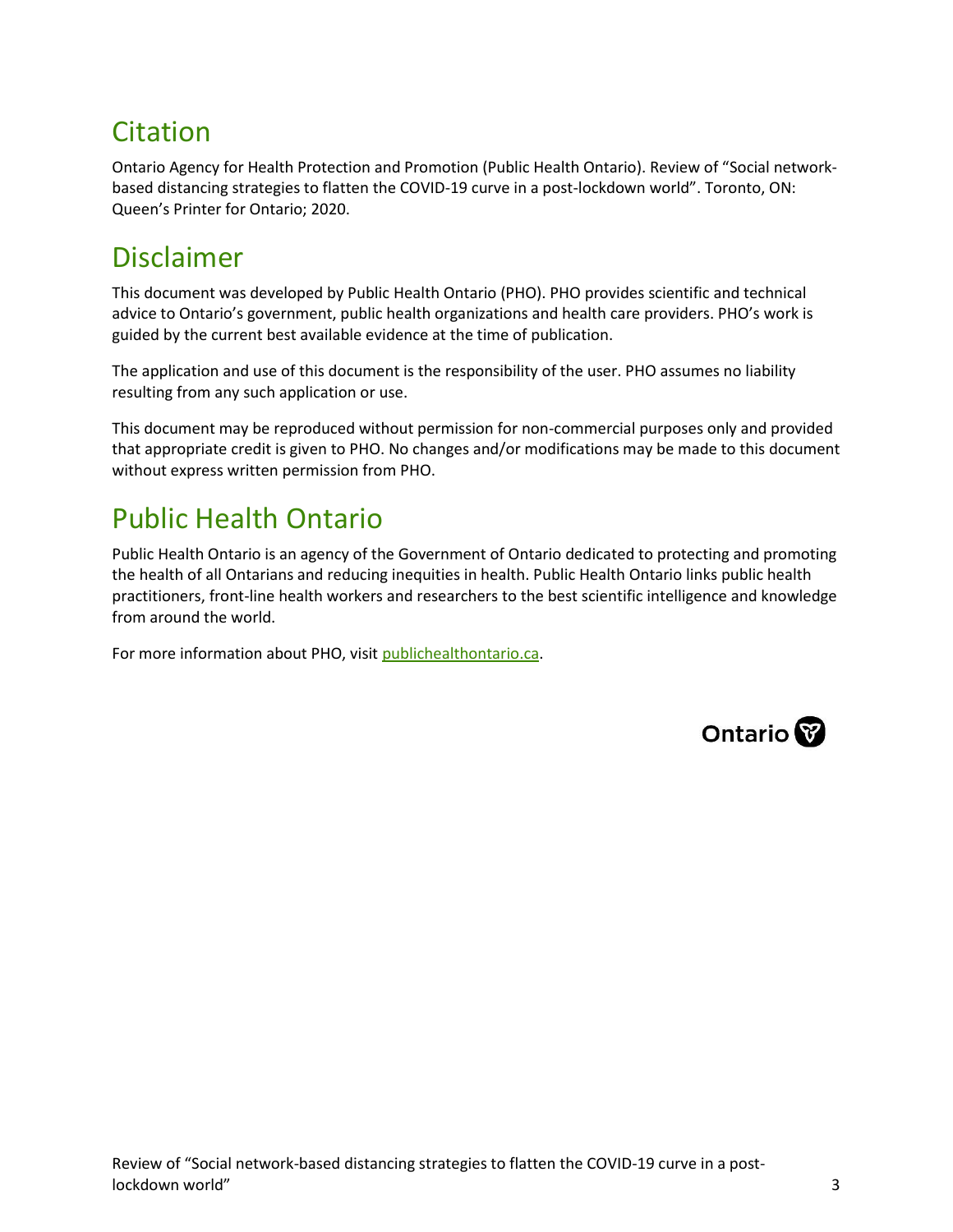## Citation

Ontario Agency for Health Protection and Promotion (Public Health Ontario). Review of "Social network-based distancing strategies to flatten the COVID-19 curve in a post-lockdown world". Toronto, ON: Queen's Printer for Ontario; 2020.

## Disclaimer

This document was developed by Public Health Ontario (PHO). PHO provides scientific and technical advice to Ontario's government, public health organizations and health care providers. PHO's work is guided by the current best available evidence at the time of publication.

The application and use of this document is the responsibility of the user. PHO assumes no liability resulting from any such application or use.

This document may be reproduced without permission for non-commercial purposes only and provided that appropriate credit is given to PHO. No changes and/or modifications may be made to this document without express written permission from PHO.

## Public Health Ontario

Public Health Ontario is an agency of the Government of Ontario dedicated to protecting and promoting the health of all Ontarians and reducing inequities in health. Public Health Ontario links public health practitioners, front-line health workers and researchers to the best scientific intelligence and knowledge from around the world.

For more information about PHO, visit [publichealthontario.ca](publichealthontario.ca).

Ontario